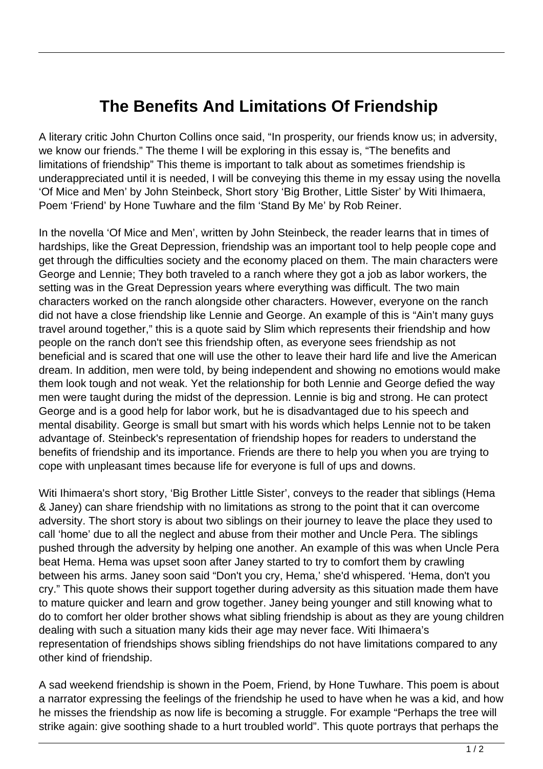# The Benefits And Limitations Of Friendship

A literary critic John Churton Collins once said, “In prosperity, our friends know us; in adversity, we know our friends.” The theme I will be exploring in this essay is, “The benefits and limitations of friendship” This theme is important to talk about as sometimes friendship is underappreciated until it is needed, I will be conveying this theme in my essay using the novella ‘Of Mice and Men’ by John Steinbeck, Short story ‘Big Brother, Little Sister’ by Witi Ihimaera, Poem ‘Friend’ by Hone Tuwhare and the film ‘Stand By Me’ by Rob Reiner.

In the novella ‘Of Mice and Men’, written by John Steinbeck, the reader learns that in times of hardships, like the Great Depression, friendship was an important tool to help people cope and get through the difficulties society and the economy placed on them. The main characters were George and Lennie; They both traveled to a ranch where they got a job as labor workers, the setting was in the Great Depression years where everything was difficult. The two main characters worked on the ranch alongside other characters. However, everyone on the ranch did not have a close friendship like Lennie and George. An example of this is “Ain’t many guys travel around together,” this is a quote said by Slim which represents their friendship and how people on the ranch don't see this friendship often, as everyone sees friendship as not beneficial and is scared that one will use the other to leave their hard life and live the American dream. In addition, men were told, by being independent and showing no emotions would make them look tough and not weak. Yet the relationship for both Lennie and George defied the way men were taught during the midst of the depression. Lennie is big and strong. He can protect George and is a good help for labor work, but he is disadvantaged due to his speech and mental disability. George is small but smart with his words which helps Lennie not to be taken advantage of. Steinbeck's representation of friendship hopes for readers to understand the benefits of friendship and its importance. Friends are there to help you when you are trying to cope with unpleasant times because life for everyone is full of ups and downs.

Witi Ihimaera's short story, ‘Big Brother Little Sister’, conveys to the reader that siblings (Hema & Janey) can share friendship with no limitations as strong to the point that it can overcome adversity. The short story is about two siblings on their journey to leave the place they used to call ‘home’ due to all the neglect and abuse from their mother and Uncle Pera. The siblings pushed through the adversity by helping one another. An example of this was when Uncle Pera beat Hema. Hema was upset soon after Janey started to try to comfort them by crawling between his arms. Janey soon said “Don't you cry, Hema,’ she'd whispered. ‘Hema, don't you cry.” This quote shows their support together during adversity as this situation made them have to mature quicker and learn and grow together. Janey being younger and still knowing what to do to comfort her older brother shows what sibling friendship is about as they are young children dealing with such a situation many kids their age may never face. Witi Ihimaera’s representation of friendships shows sibling friendships do not have limitations compared to any other kind of friendship.

A sad weekend friendship is shown in the Poem, Friend, by Hone Tuwhare. This poem is about a narrator expressing the feelings of the friendship he used to have when he was a kid, and how he misses the friendship as now life is becoming a struggle. For example “Perhaps the tree will strike again: give soothing shade to a hurt troubled world”. This quote portrays that perhaps the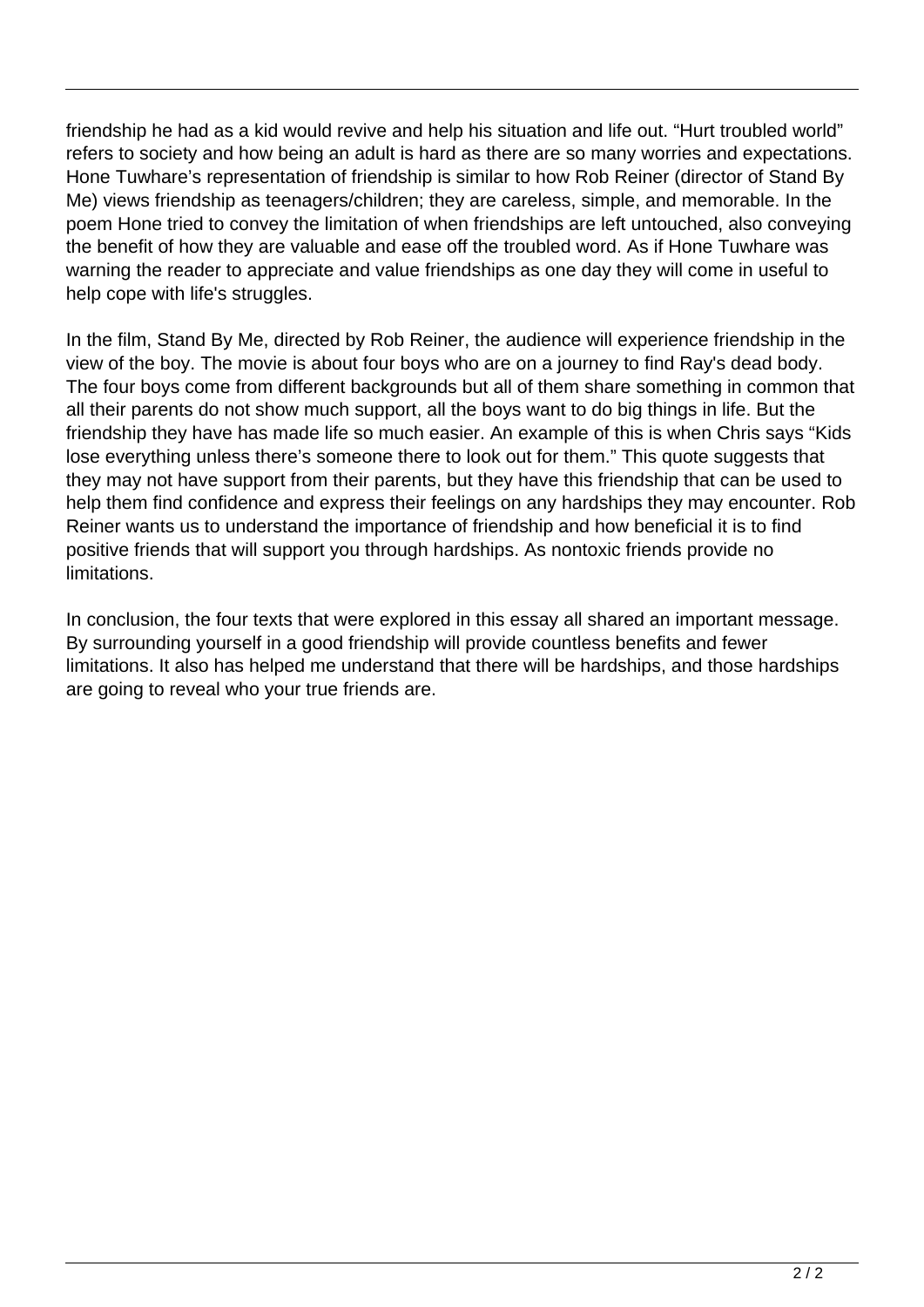friendship he had as a kid would revive and help his situation and life out. “Hurt troubled world” refers to society and how being an adult is hard as there are so many worries and expectations. Hone Tuwhare’s representation of friendship is similar to how Rob Reiner (director of Stand By Me) views friendship as teenagers/children; they are careless, simple, and memorable. In the poem Hone tried to convey the limitation of when friendships are left untouched, also conveying the benefit of how they are valuable and ease off the troubled word. As if Hone Tuwhare was warning the reader to appreciate and value friendships as one day they will come in useful to help cope with life's struggles.

In the film, Stand By Me, directed by Rob Reiner, the audience will experience friendship in the view of the boy. The movie is about four boys who are on a journey to find Ray's dead body. The four boys come from different backgrounds but all of them share something in common that all their parents do not show much support, all the boys want to do big things in life. But the friendship they have has made life so much easier. An example of this is when Chris says “Kids lose everything unless there’s someone there to look out for them.” This quote suggests that they may not have support from their parents, but they have this friendship that can be used to help them find confidence and express their feelings on any hardships they may encounter. Rob Reiner wants us to understand the importance of friendship and how beneficial it is to find positive friends that will support you through hardships. As nontoxic friends provide no limitations.

In conclusion, the four texts that were explored in this essay all shared an important message. By surrounding yourself in a good friendship will provide countless benefits and fewer limitations. It also has helped me understand that there will be hardships, and those hardships are going to reveal who your true friends are.